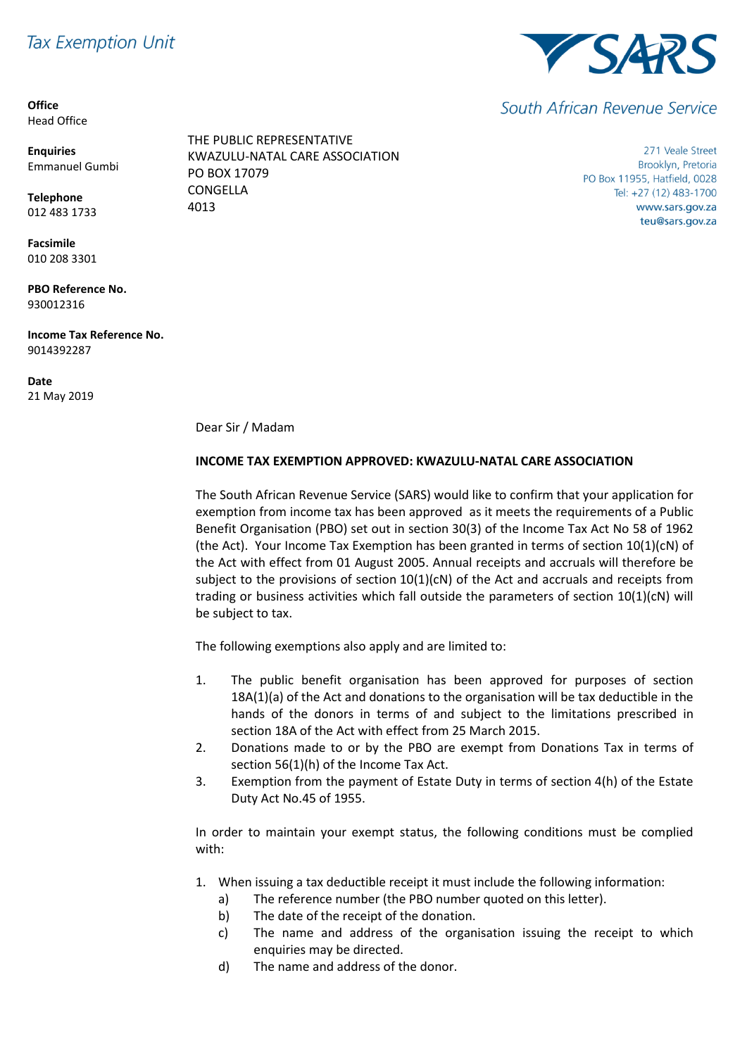Tax Exemption Unit

**SARS**

South African Revenue Service

**Office**
Head Office

**Enquiries**
Emmanuel Gumbi

**Telephone**
012 483 1733

**Facsimile**
010 208 3301

**PBO Reference No.**
930012316

**Income Tax Reference No.**
9014392287

**Date**
21 May 2019

THE PUBLIC REPRESENTATIVE
KWAZULU-NATAL CARE ASSOCIATION
PO BOX 17079
CONGELLA
4013

271 Veale Street
Brooklyn, Pretoria
PO Box 11955, Hatfield, 0028
Tel: +27 (12) 483-1700
www.sars.gov.za
teu@sars.gov.za

Dear Sir / Madam

**INCOME TAX EXEMPTION APPROVED: KWAZULU-NATAL CARE ASSOCIATION**

The South African Revenue Service (SARS) would like to confirm that your application for exemption from income tax has been approved as it meets the requirements of a Public Benefit Organisation (PBO) set out in section 30(3) of the Income Tax Act No 58 of 1962 (the Act). Your Income Tax Exemption has been granted in terms of section 10(1)(cN) of the Act with effect from 01 August 2005. Annual receipts and accruals will therefore be subject to the provisions of section 10(1)(cN) of the Act and accruals and receipts from trading or business activities which fall outside the parameters of section 10(1)(cN) will be subject to tax.

The following exemptions also apply and are limited to:

1. The public benefit organisation has been approved for purposes of section 18A(1)(a) of the Act and donations to the organisation will be tax deductible in the hands of the donors in terms of and subject to the limitations prescribed in section 18A of the Act with effect from 25 March 2015.
2. Donations made to or by the PBO are exempt from Donations Tax in terms of section 56(1)(h) of the Income Tax Act.
3. Exemption from the payment of Estate Duty in terms of section 4(h) of the Estate Duty Act No.45 of 1955.

In order to maintain your exempt status, the following conditions must be complied with:

1. When issuing a tax deductible receipt it must include the following information:
   a) The reference number (the PBO number quoted on this letter).
   b) The date of the receipt of the donation.
   c) The name and address of the organisation issuing the receipt to which enquiries may be directed.
   d) The name and address of the donor.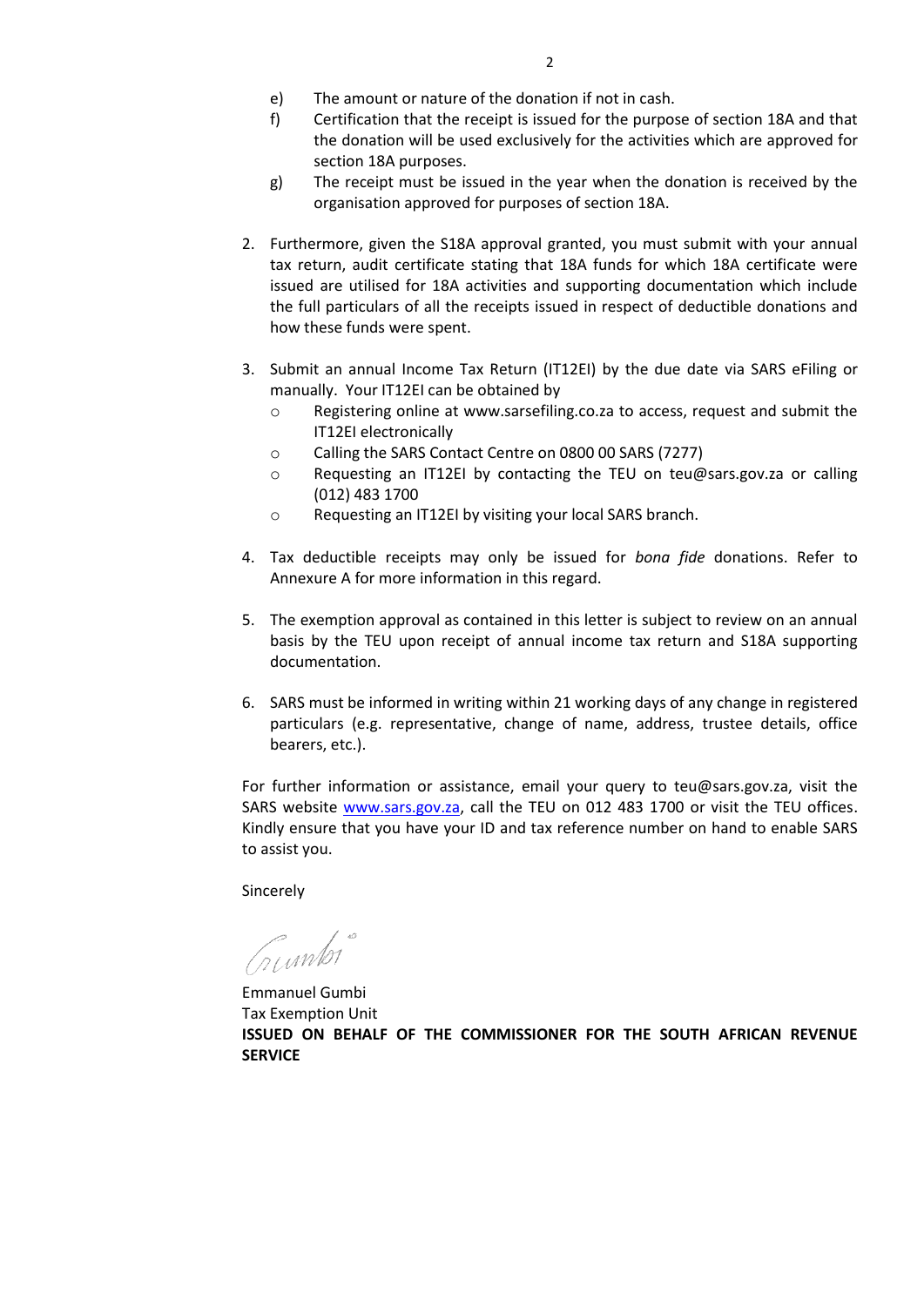e) The amount or nature of the donation if not in cash.
   f) Certification that the receipt is issued for the purpose of section 18A and that the donation will be used exclusively for the activities which are approved for section 18A purposes.
   g) The receipt must be issued in the year when the donation is received by the organisation approved for purposes of section 18A.

2. Furthermore, given the S18A approval granted, you must submit with your annual tax return, audit certificate stating that 18A funds for which 18A certificate were issued are utilised for 18A activities and supporting documentation which include the full particulars of all the receipts issued in respect of deductible donations and how these funds were spent.

3. Submit an annual Income Tax Return (IT12EI) by the due date via SARS eFiling or manually. Your IT12EI can be obtained by
   - Registering online at www.sarsefiling.co.za to access, request and submit the IT12EI electronically
   - Calling the SARS Contact Centre on 0800 00 SARS (7277)
   - Requesting an IT12EI by contacting the TEU on teu@sars.gov.za or calling (012) 483 1700
   - Requesting an IT12EI by visiting your local SARS branch.

4. Tax deductible receipts may only be issued for *bona fide* donations. Refer to Annexure A for more information in this regard.

5. The exemption approval as contained in this letter is subject to review on an annual basis by the TEU upon receipt of annual income tax return and S18A supporting documentation.

6. SARS must be informed in writing within 21 working days of any change in registered particulars (e.g. representative, change of name, address, trustee details, office bearers, etc.).

For further information or assistance, email your query to teu@sars.gov.za, visit the SARS website www.sars.gov.za, call the TEU on 012 483 1700 or visit the TEU offices. Kindly ensure that you have your ID and tax reference number on hand to enable SARS to assist you.

Sincerely

Emmanuel Gumbi
Tax Exemption Unit
**ISSUED ON BEHALF OF THE COMMISSIONER FOR THE SOUTH AFRICAN REVENUE SERVICE**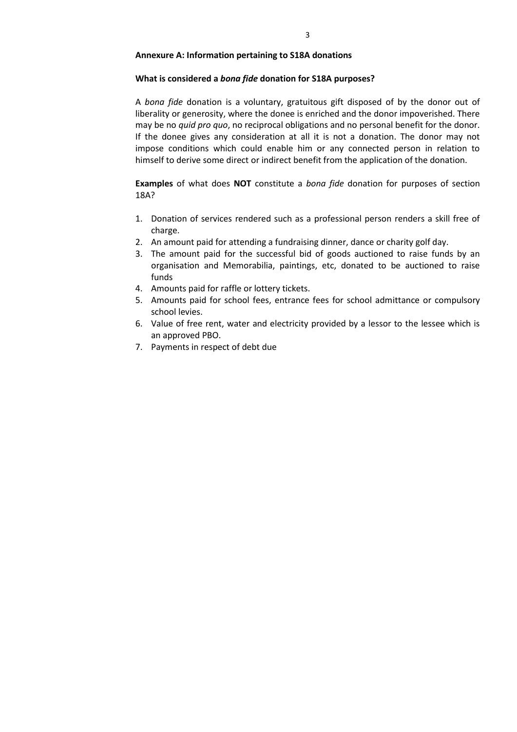**Annexure A: Information pertaining to S18A donations**

**What is considered a *bona fide* donation for S18A purposes?**

A *bona fide* donation is a voluntary, gratuitous gift disposed of by the donor out of liberality or generosity, where the donee is enriched and the donor impoverished. There may be no *quid pro quo*, no reciprocal obligations and no personal benefit for the donor. If the donee gives any consideration at all it is not a donation. The donor may not impose conditions which could enable him or any connected person in relation to himself to derive some direct or indirect benefit from the application of the donation.

**Examples** of what does **NOT** constitute a *bona fide* donation for purposes of section 18A?

1. Donation of services rendered such as a professional person renders a skill free of charge.
2. An amount paid for attending a fundraising dinner, dance or charity golf day.
3. The amount paid for the successful bid of goods auctioned to raise funds by an organisation and Memorabilia, paintings, etc, donated to be auctioned to raise funds
4. Amounts paid for raffle or lottery tickets.
5. Amounts paid for school fees, entrance fees for school admittance or compulsory school levies.
6. Value of free rent, water and electricity provided by a lessor to the lessee which is an approved PBO.
7. Payments in respect of debt due